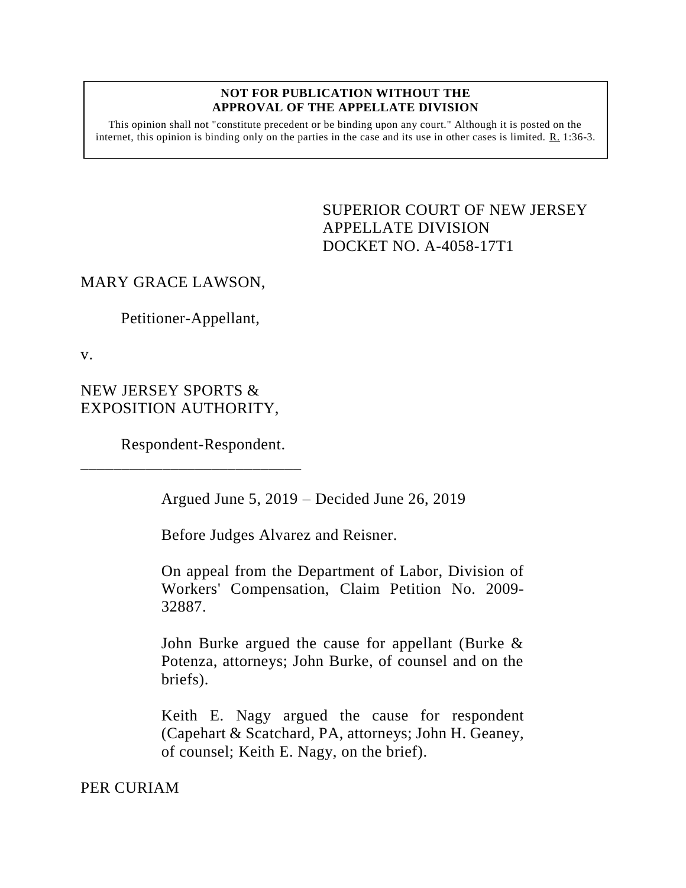**NOT FOR PUBLICATION WITHOUT THE APPROVAL OF THE APPELLATE DIVISION**

This opinion shall not "constitute precedent or be binding upon any court." Although it is posted on the internet, this opinion is binding only on the parties in the case and its use in other cases is limited. R. 1:36-3.

SUPERIOR COURT OF NEW JERSEY
APPELLATE DIVISION
DOCKET NO. A-4058-17T1

MARY GRACE LAWSON,

Petitioner-Appellant,

v.

NEW JERSEY SPORTS & EXPOSITION AUTHORITY,

Respondent-Respondent.

---

Argued June 5, 2019 – Decided June 26, 2019

Before Judges Alvarez and Reisner.

On appeal from the Department of Labor, Division of Workers' Compensation, Claim Petition No. 2009-32887.

John Burke argued the cause for appellant (Burke & Potenza, attorneys; John Burke, of counsel and on the briefs).

Keith E. Nagy argued the cause for respondent (Capehart & Scatchard, PA, attorneys; John H. Geaney, of counsel; Keith E. Nagy, on the brief).

PER CURIAM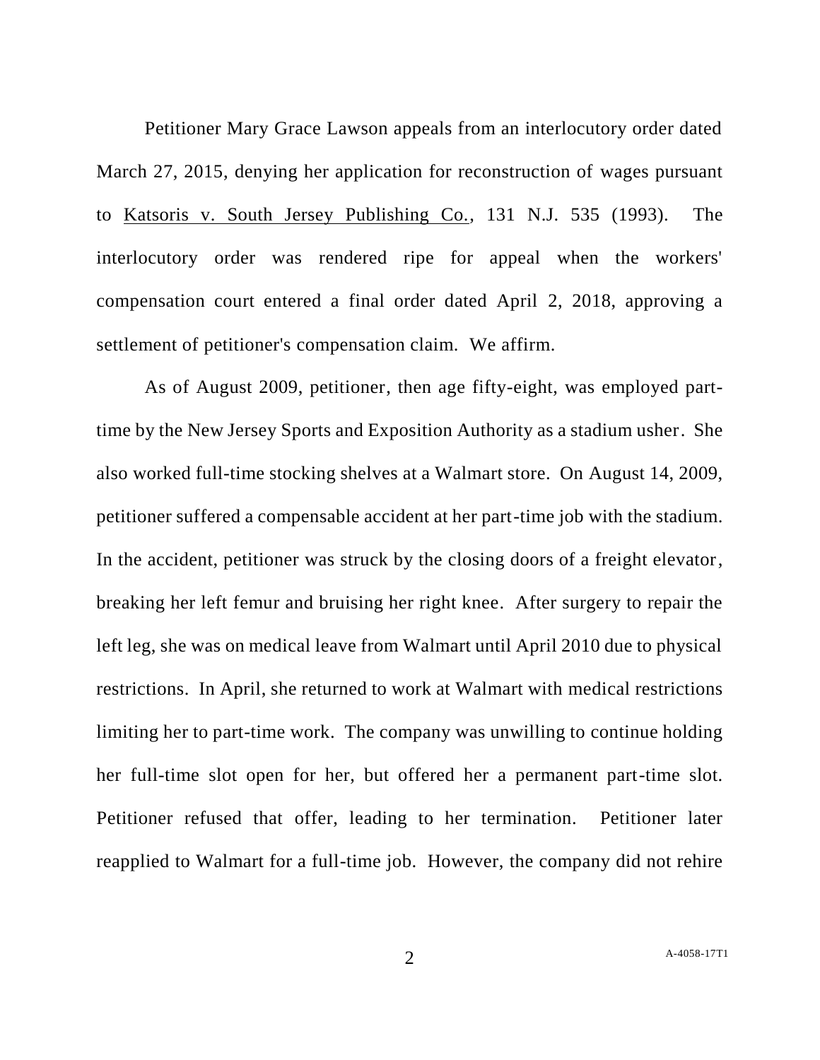Petitioner Mary Grace Lawson appeals from an interlocutory order dated March 27, 2015, denying her application for reconstruction of wages pursuant to Katsoris v. South Jersey Publishing Co., 131 N.J. 535 (1993). The interlocutory order was rendered ripe for appeal when the workers' compensation court entered a final order dated April 2, 2018, approving a settlement of petitioner's compensation claim. We affirm.

As of August 2009, petitioner, then age fifty-eight, was employed part-time by the New Jersey Sports and Exposition Authority as a stadium usher. She also worked full-time stocking shelves at a Walmart store. On August 14, 2009, petitioner suffered a compensable accident at her part-time job with the stadium. In the accident, petitioner was struck by the closing doors of a freight elevator, breaking her left femur and bruising her right knee. After surgery to repair the left leg, she was on medical leave from Walmart until April 2010 due to physical restrictions. In April, she returned to work at Walmart with medical restrictions limiting her to part-time work. The company was unwilling to continue holding her full-time slot open for her, but offered her a permanent part-time slot. Petitioner refused that offer, leading to her termination. Petitioner later reapplied to Walmart for a full-time job. However, the company did not rehire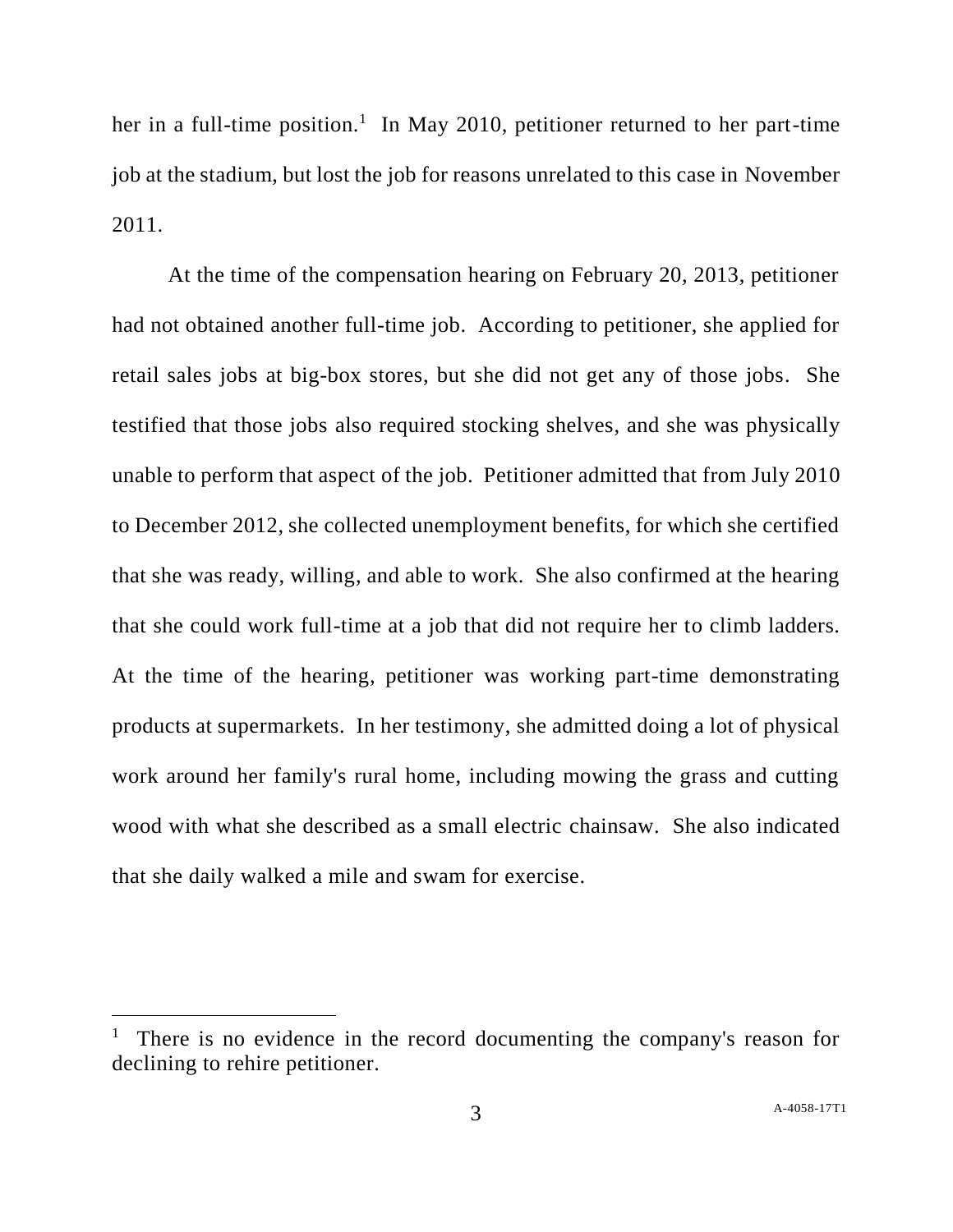her in a full-time position.[1] In May 2010, petitioner returned to her part-time job at the stadium, but lost the job for reasons unrelated to this case in November 2011.

At the time of the compensation hearing on February 20, 2013, petitioner had not obtained another full-time job. According to petitioner, she applied for retail sales jobs at big-box stores, but she did not get any of those jobs. She testified that those jobs also required stocking shelves, and she was physically unable to perform that aspect of the job. Petitioner admitted that from July 2010 to December 2012, she collected unemployment benefits, for which she certified that she was ready, willing, and able to work. She also confirmed at the hearing that she could work full-time at a job that did not require her to climb ladders. At the time of the hearing, petitioner was working part-time demonstrating products at supermarkets. In her testimony, she admitted doing a lot of physical work around her family's rural home, including mowing the grass and cutting wood with what she described as a small electric chainsaw. She also indicated that she daily walked a mile and swam for exercise.

[1] There is no evidence in the record documenting the company's reason for declining to rehire petitioner.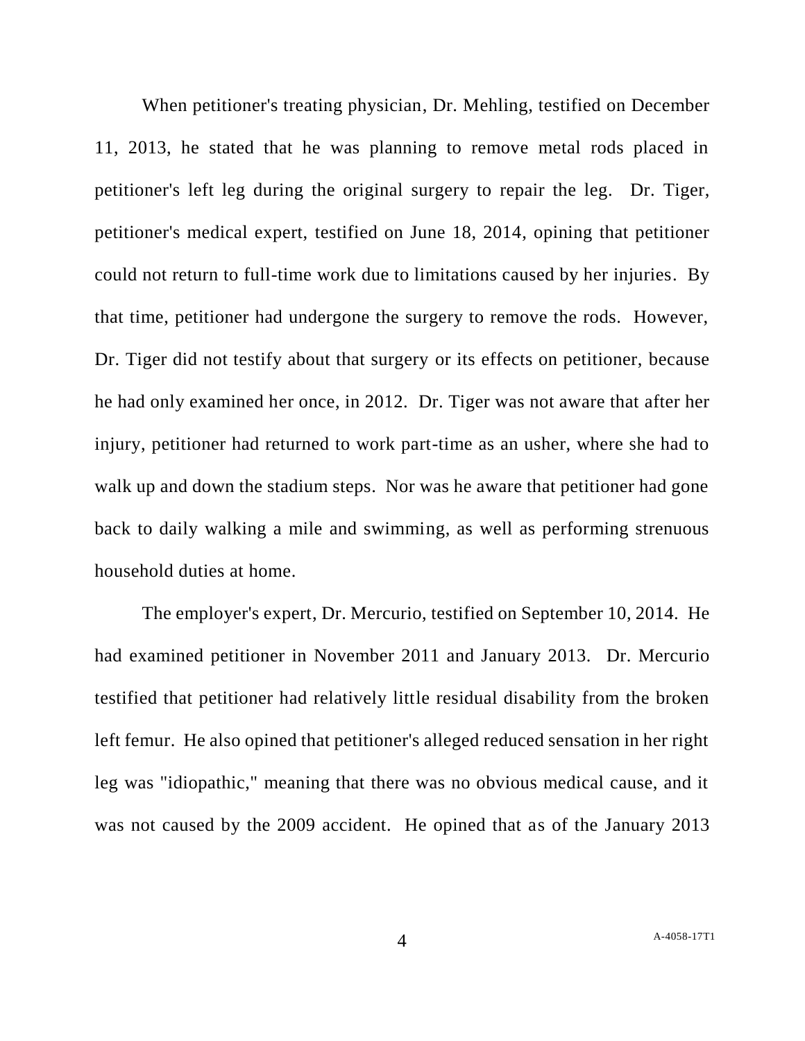When petitioner's treating physician, Dr. Mehling, testified on December 11, 2013, he stated that he was planning to remove metal rods placed in petitioner's left leg during the original surgery to repair the leg. Dr. Tiger, petitioner's medical expert, testified on June 18, 2014, opining that petitioner could not return to full-time work due to limitations caused by her injuries. By that time, petitioner had undergone the surgery to remove the rods. However, Dr. Tiger did not testify about that surgery or its effects on petitioner, because he had only examined her once, in 2012. Dr. Tiger was not aware that after her injury, petitioner had returned to work part-time as an usher, where she had to walk up and down the stadium steps. Nor was he aware that petitioner had gone back to daily walking a mile and swimming, as well as performing strenuous household duties at home.

The employer's expert, Dr. Mercurio, testified on September 10, 2014. He had examined petitioner in November 2011 and January 2013. Dr. Mercurio testified that petitioner had relatively little residual disability from the broken left femur. He also opined that petitioner's alleged reduced sensation in her right leg was "idiopathic," meaning that there was no obvious medical cause, and it was not caused by the 2009 accident. He opined that as of the January 2013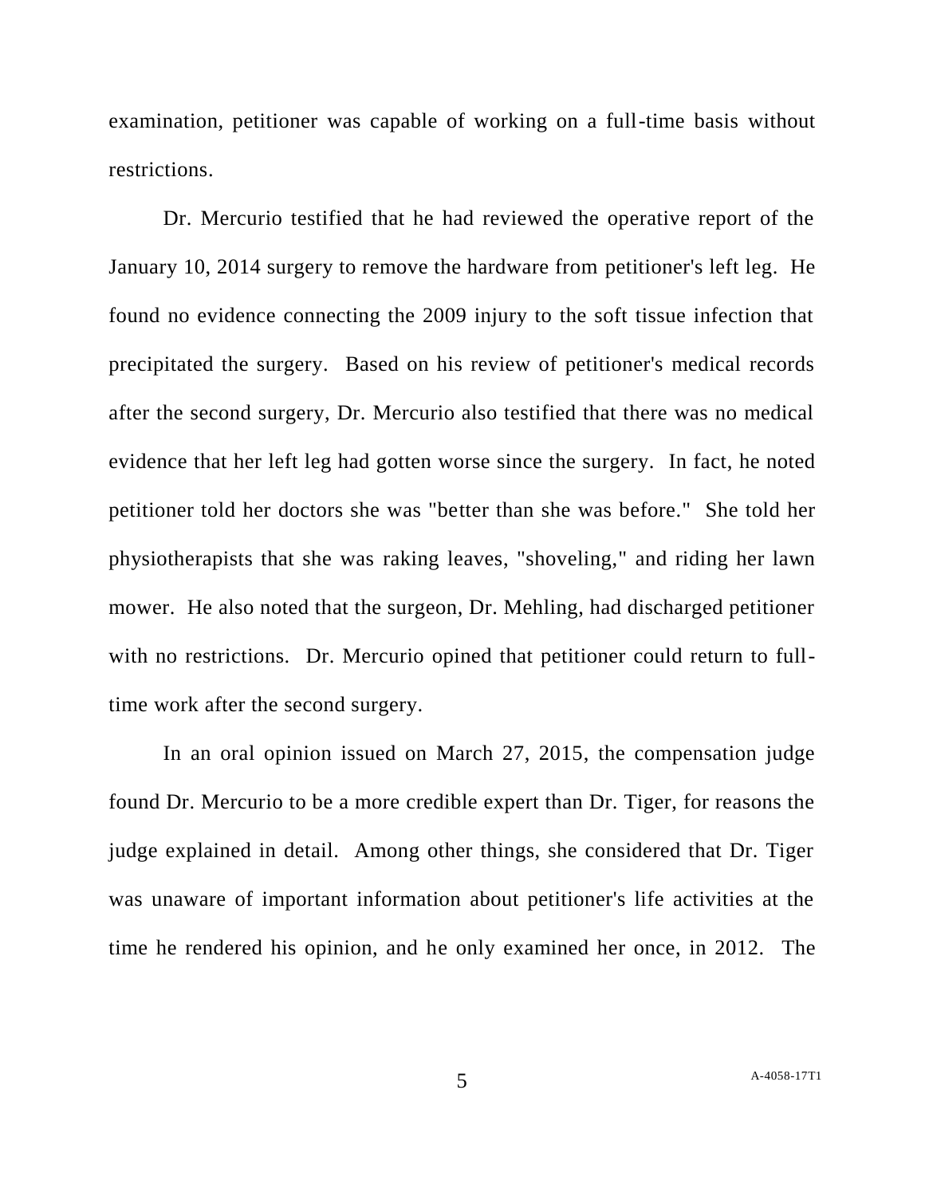examination, petitioner was capable of working on a full-time basis without restrictions.

Dr. Mercurio testified that he had reviewed the operative report of the January 10, 2014 surgery to remove the hardware from petitioner's left leg. He found no evidence connecting the 2009 injury to the soft tissue infection that precipitated the surgery. Based on his review of petitioner's medical records after the second surgery, Dr. Mercurio also testified that there was no medical evidence that her left leg had gotten worse since the surgery. In fact, he noted petitioner told her doctors she was "better than she was before." She told her physiotherapists that she was raking leaves, "shoveling," and riding her lawn mower. He also noted that the surgeon, Dr. Mehling, had discharged petitioner with no restrictions. Dr. Mercurio opined that petitioner could return to full-time work after the second surgery.

In an oral opinion issued on March 27, 2015, the compensation judge found Dr. Mercurio to be a more credible expert than Dr. Tiger, for reasons the judge explained in detail. Among other things, she considered that Dr. Tiger was unaware of important information about petitioner's life activities at the time he rendered his opinion, and he only examined her once, in 2012. The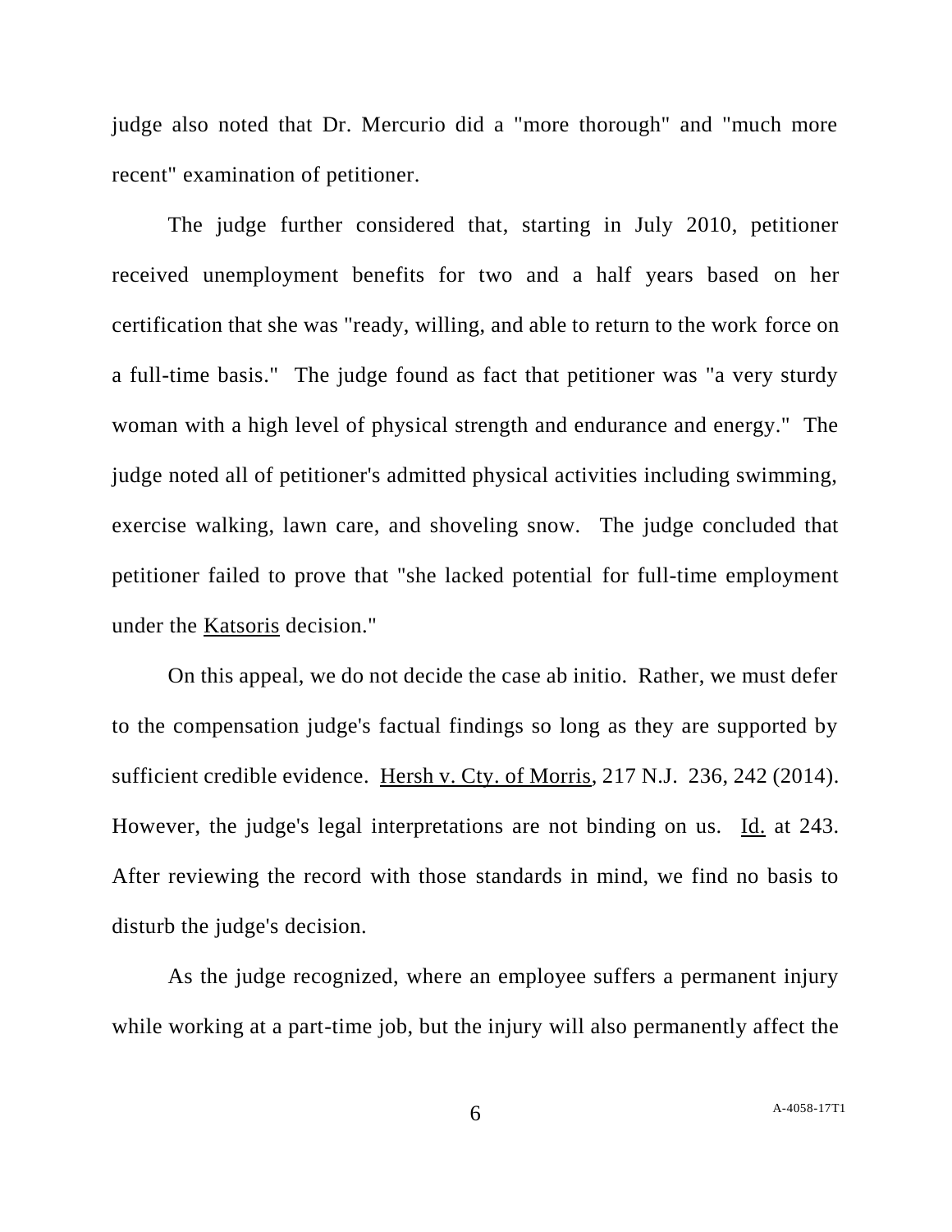judge also noted that Dr. Mercurio did a "more thorough" and "much more recent" examination of petitioner.

The judge further considered that, starting in July 2010, petitioner received unemployment benefits for two and a half years based on her certification that she was "ready, willing, and able to return to the work force on a full-time basis." The judge found as fact that petitioner was "a very sturdy woman with a high level of physical strength and endurance and energy." The judge noted all of petitioner's admitted physical activities including swimming, exercise walking, lawn care, and shoveling snow. The judge concluded that petitioner failed to prove that "she lacked potential for full-time employment under the Katsoris decision."

On this appeal, we do not decide the case ab initio. Rather, we must defer to the compensation judge's factual findings so long as they are supported by sufficient credible evidence. Hersh v. Cty. of Morris, 217 N.J. 236, 242 (2014). However, the judge's legal interpretations are not binding on us. Id. at 243. After reviewing the record with those standards in mind, we find no basis to disturb the judge's decision.

As the judge recognized, where an employee suffers a permanent injury while working at a part-time job, but the injury will also permanently affect the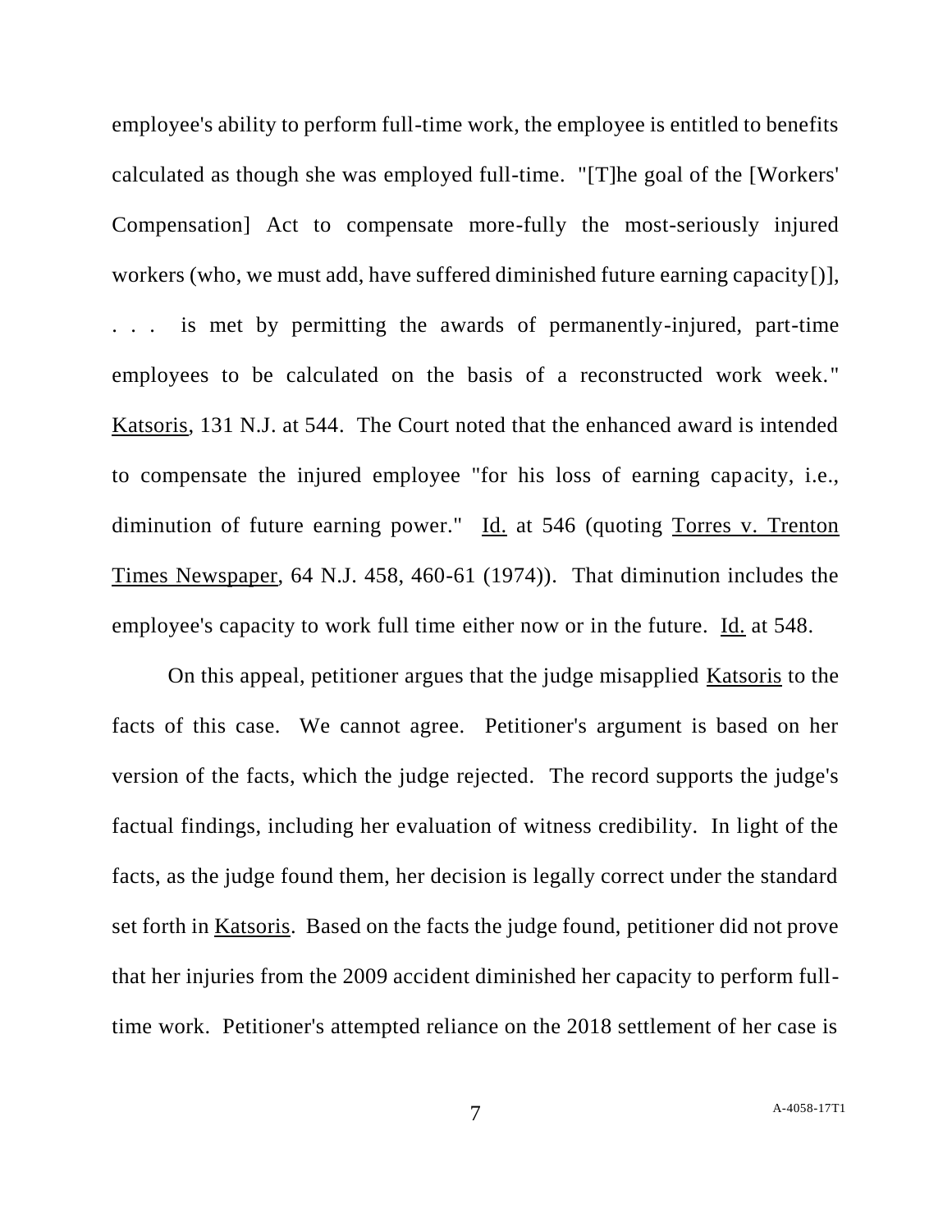employee's ability to perform full-time work, the employee is entitled to benefits calculated as though she was employed full-time. "[T]he goal of the [Workers' Compensation] Act to compensate more-fully the most-seriously injured workers (who, we must add, have suffered diminished future earning capacity[)], . . . is met by permitting the awards of permanently-injured, part-time employees to be calculated on the basis of a reconstructed work week." Katsoris, 131 N.J. at 544. The Court noted that the enhanced award is intended to compensate the injured employee "for his loss of earning capacity, i.e., diminution of future earning power." Id. at 546 (quoting Torres v. Trenton Times Newspaper, 64 N.J. 458, 460-61 (1974)). That diminution includes the employee's capacity to work full time either now or in the future. Id. at 548.

On this appeal, petitioner argues that the judge misapplied Katsoris to the facts of this case. We cannot agree. Petitioner's argument is based on her version of the facts, which the judge rejected. The record supports the judge's factual findings, including her evaluation of witness credibility. In light of the facts, as the judge found them, her decision is legally correct under the standard set forth in Katsoris. Based on the facts the judge found, petitioner did not prove that her injuries from the 2009 accident diminished her capacity to perform full-time work. Petitioner's attempted reliance on the 2018 settlement of her case is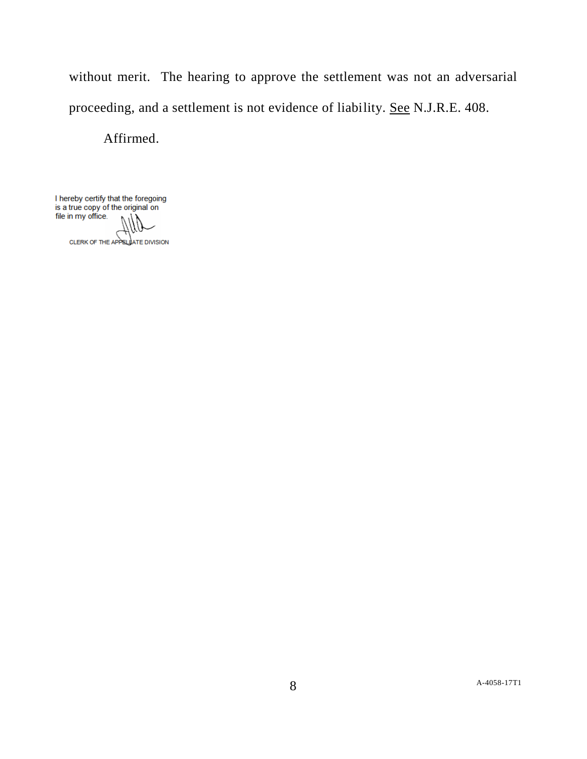without merit. The hearing to approve the settlement was not an adversarial proceeding, and a settlement is not evidence of liability. See N.J.R.E. 408.

Affirmed.

I hereby certify that the foregoing is a true copy of the original on file in my office.

CLERK OF THE APPELLATE DIVISION